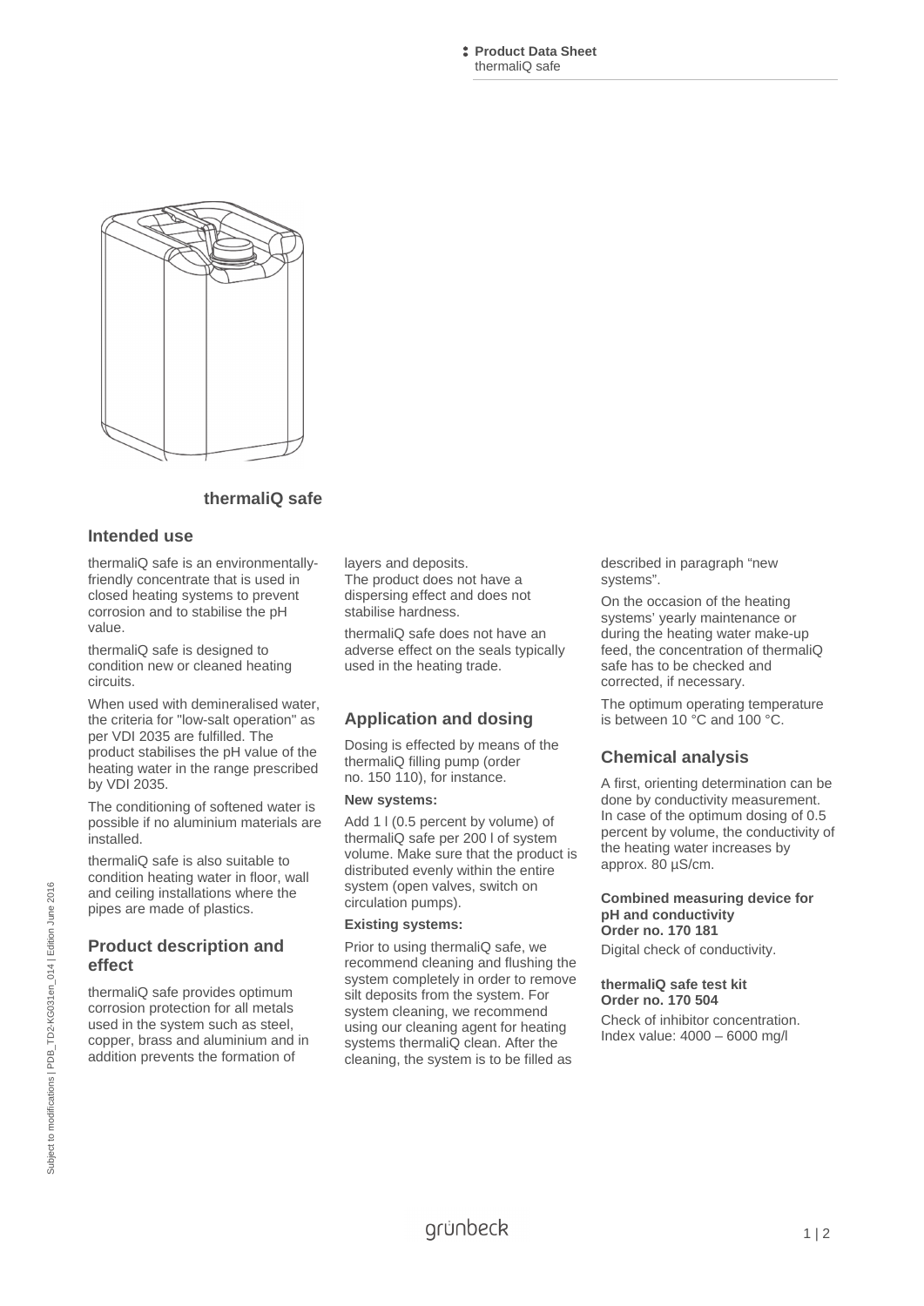# thermaliQ safe

## Intended use

thermaliQ safe is an environmentally-friendly concentrate that is used in closed heating systems to prevent corrosion and to stabilise the pH value.

thermaliQ safe is designed to condition new or cleaned heating circuits.

When used with demineralised water, the criteria for "low-salt operation" as per VDI 2035 are fulfilled. The product stabilises the pH value of the heating water in the range prescribed by VDI 2035.

The conditioning of softened water is possible if no aluminium materials are installed.

thermaliQ safe is also suitable to condition heating water in floor, wall and ceiling installations where the pipes are made of plastics.

## Product description and effect

thermaliQ safe provides optimum corrosion protection for all metals used in the system such as steel, copper, brass and aluminium and in addition prevents the formation of layers and deposits.
The product does not have a dispersing effect and does not stabilise hardness.

thermaliQ safe does not have an adverse effect on the seals typically used in the heating trade.

## Application and dosing

Dosing is effected by means of the thermaliQ filling pump (order no. 150 110), for instance.

**New systems:**

Add 1 l (0.5 percent by volume) of thermaliQ safe per 200 l of system volume. Make sure that the product is distributed evenly within the entire system (open valves, switch on circulation pumps).

**Existing systems:**

Prior to using thermaliQ safe, we recommend cleaning and flushing the system completely in order to remove silt deposits from the system. For system cleaning, we recommend using our cleaning agent for heating systems thermaliQ clean. After the cleaning, the system is to be filled as described in paragraph “new systems”.

On the occasion of the heating systems’ yearly maintenance or during the heating water make-up feed, the concentration of thermaliQ safe has to be checked and corrected, if necessary.

The optimum operating temperature is between 10 °C and 100 °C.

## Chemical analysis

A first, orienting determination can be done by conductivity measurement. In case of the optimum dosing of 0.5 percent by volume, the conductivity of the heating water increases by approx. 80 µS/cm.

**Combined measuring device for pH and conductivity**
**Order no. 170 181**

Digital check of conductivity.

**thermaliQ safe test kit**
**Order no. 170 504**

Check of inhibitor concentration.
Index value: 4000 – 6000 mg/l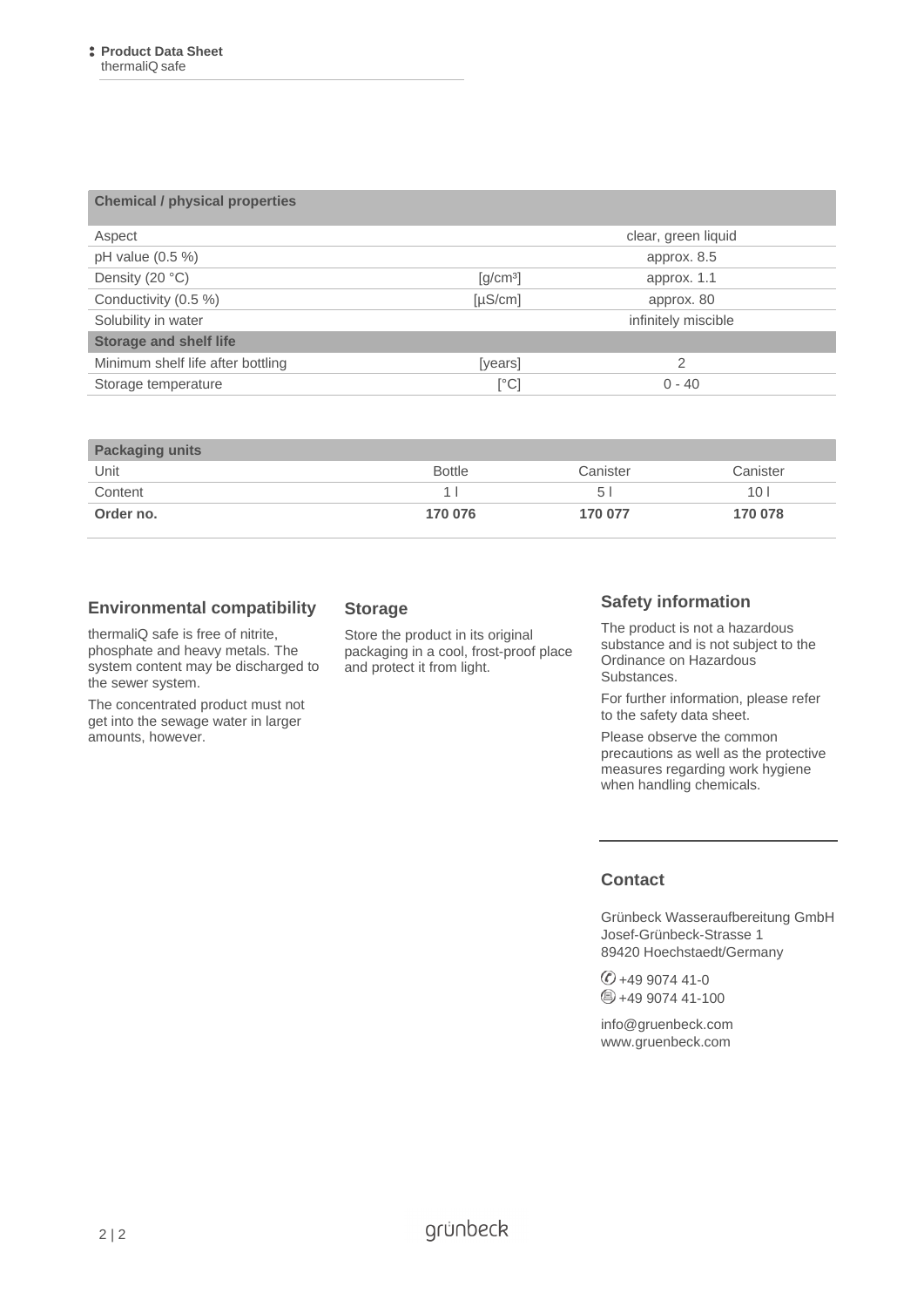| Chemical / physical properties | | |
|---|---|---|
| Aspect | | clear, green liquid |
| pH value (0.5 %) | | approx. 8.5 |
| Density (20 °C) | [g/cm³] | approx. 1.1 |
| Conductivity (0.5 %) | [µS/cm] | approx. 80 |
| Solubility in water | | infinitely miscible |
| **Storage and shelf life** | | |
| Minimum shelf life after bottling | [years] | 2 |
| Storage temperature | [°C] | 0 - 40 |

| Packaging units | | | |
|---|---|---|---|
| Unit | Bottle | Canister | Canister |
| Content | 1 l | 5 l | 10 l |
| **Order no.** | **170 076** | **170 077** | **170 078** |

## Environmental compatibility

thermaliQ safe is free of nitrite, phosphate and heavy metals. The system content may be discharged to the sewer system.

The concentrated product must not get into the sewage water in larger amounts, however.

## Storage

Store the product in its original packaging in a cool, frost-proof place and protect it from light.

## Safety information

The product is not a hazardous substance and is not subject to the Ordinance on Hazardous Substances.

For further information, please refer to the safety data sheet.

Please observe the common precautions as well as the protective measures regarding work hygiene when handling chemicals.

## Contact

Grünbeck Wasseraufbereitung GmbH
Josef-Grünbeck-Strasse 1
89420 Hoechstaedt/Germany

+49 9074 41-0
+49 9074 41-100

info@gruenbeck.com
www.gruenbeck.com